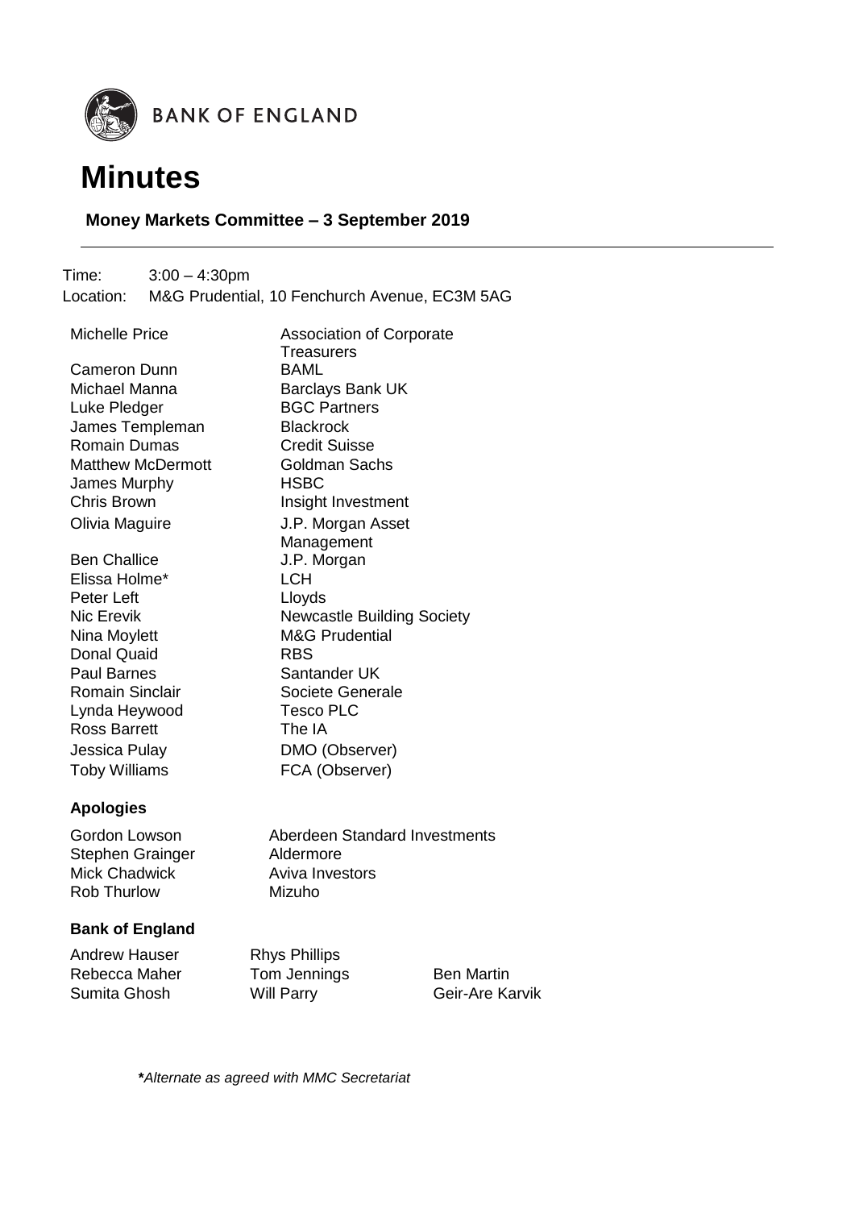BANK OF ENGLAND

# Minutes

## Money Markets Committee – 3 September 2019

Time: 3:00 – 4:30pm
Location: M&G Prudential, 10 Fenchurch Avenue, EC3M 5AG

| | |
|---|---|
| Michelle Price | Association of Corporate Treasurers |
| Cameron Dunn | BAML |
| Michael Manna | Barclays Bank UK |
| Luke Pledger | BGC Partners |
| James Templeman | Blackrock |
| Romain Dumas | Credit Suisse |
| Matthew McDermott | Goldman Sachs |
| James Murphy | HSBC |
| Chris Brown | Insight Investment |
| Olivia Maguire | J.P. Morgan Asset Management |
| Ben Challice | J.P. Morgan |
| Elissa Holme* | LCH |
| Peter Left | Lloyds |
| Nic Erevik | Newcastle Building Society |
| Nina Moylett | M&G Prudential |
| Donal Quaid | RBS |
| Paul Barnes | Santander UK |
| Romain Sinclair | Societe Generale |
| Lynda Heywood | Tesco PLC |
| Ross Barrett | The IA |
| Jessica Pulay | DMO (Observer) |
| Toby Williams | FCA (Observer) |

### Apologies

| | |
|---|---|
| Gordon Lowson | Aberdeen Standard Investments |
| Stephen Grainger | Aldermore |
| Mick Chadwick | Aviva Investors |
| Rob Thurlow | Mizuho |

### Bank of England

| | | |
|---|---|---|
| Andrew Hauser | Rhys Phillips | |
| Rebecca Maher | Tom Jennings | Ben Martin |
| Sumita Ghosh | Will Parry | Geir-Are Karvik |

**\***Alternate as agreed with MMC Secretariat*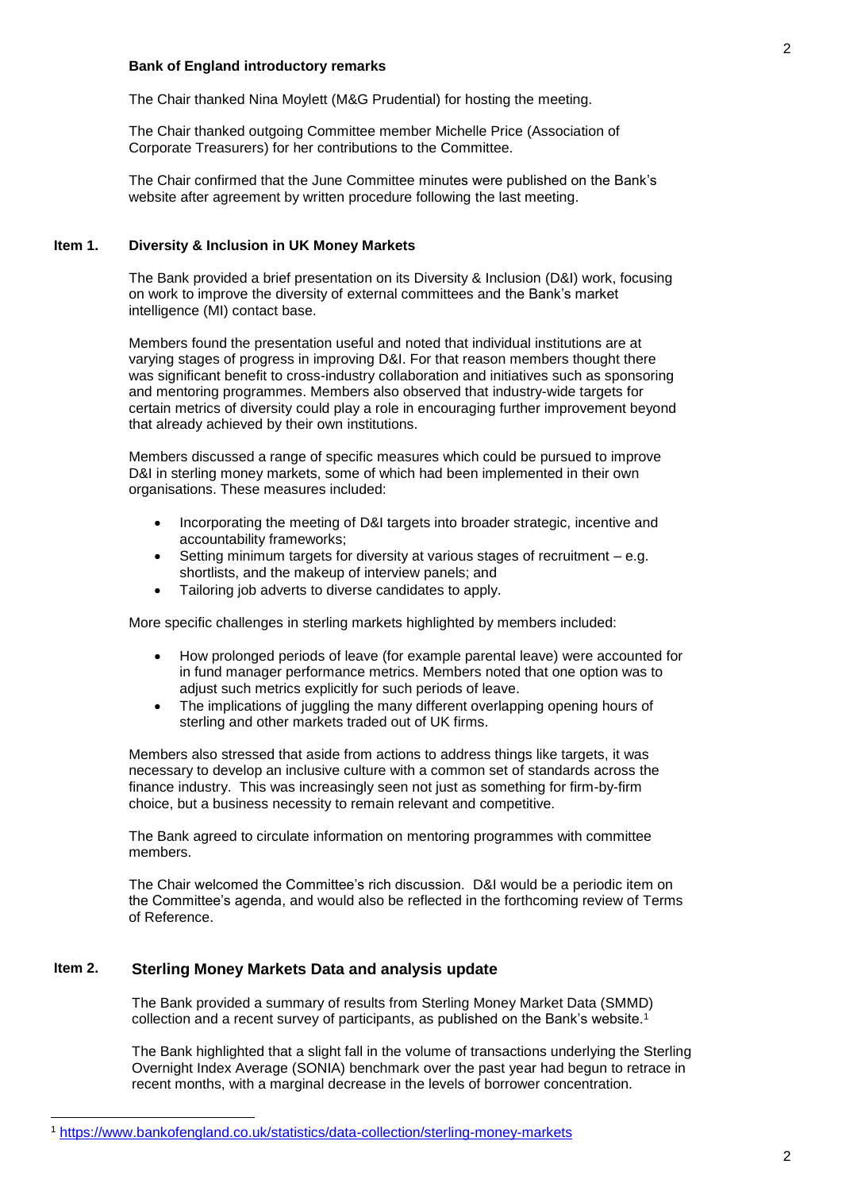**Bank of England introductory remarks**

The Chair thanked Nina Moylett (M&G Prudential) for hosting the meeting.

The Chair thanked outgoing Committee member Michelle Price (Association of Corporate Treasurers) for her contributions to the Committee.

The Chair confirmed that the June Committee minutes were published on the Bank's website after agreement by written procedure following the last meeting.

## Item 1. Diversity & Inclusion in UK Money Markets

The Bank provided a brief presentation on its Diversity & Inclusion (D&I) work, focusing on work to improve the diversity of external committees and the Bank's market intelligence (MI) contact base.

Members found the presentation useful and noted that individual institutions are at varying stages of progress in improving D&I. For that reason members thought there was significant benefit to cross-industry collaboration and initiatives such as sponsoring and mentoring programmes. Members also observed that industry-wide targets for certain metrics of diversity could play a role in encouraging further improvement beyond that already achieved by their own institutions.

Members discussed a range of specific measures which could be pursued to improve D&I in sterling money markets, some of which had been implemented in their own organisations. These measures included:

- Incorporating the meeting of D&I targets into broader strategic, incentive and accountability frameworks;
- Setting minimum targets for diversity at various stages of recruitment – e.g. shortlists, and the makeup of interview panels; and
- Tailoring job adverts to diverse candidates to apply.

More specific challenges in sterling markets highlighted by members included:

- How prolonged periods of leave (for example parental leave) were accounted for in fund manager performance metrics. Members noted that one option was to adjust such metrics explicitly for such periods of leave.
- The implications of juggling the many different overlapping opening hours of sterling and other markets traded out of UK firms.

Members also stressed that aside from actions to address things like targets, it was necessary to develop an inclusive culture with a common set of standards across the finance industry. This was increasingly seen not just as something for firm-by-firm choice, but a business necessity to remain relevant and competitive.

The Bank agreed to circulate information on mentoring programmes with committee members.

The Chair welcomed the Committee's rich discussion. D&I would be a periodic item on the Committee's agenda, and would also be reflected in the forthcoming review of Terms of Reference.

## Item 2. Sterling Money Markets Data and analysis update

The Bank provided a summary of results from Sterling Money Market Data (SMMD) collection and a recent survey of participants, as published on the Bank's website.[1]

The Bank highlighted that a slight fall in the volume of transactions underlying the Sterling Overnight Index Average (SONIA) benchmark over the past year had begun to retrace in recent months, with a marginal decrease in the levels of borrower concentration.

---

[1] https://www.bankofengland.co.uk/statistics/data-collection/sterling-money-markets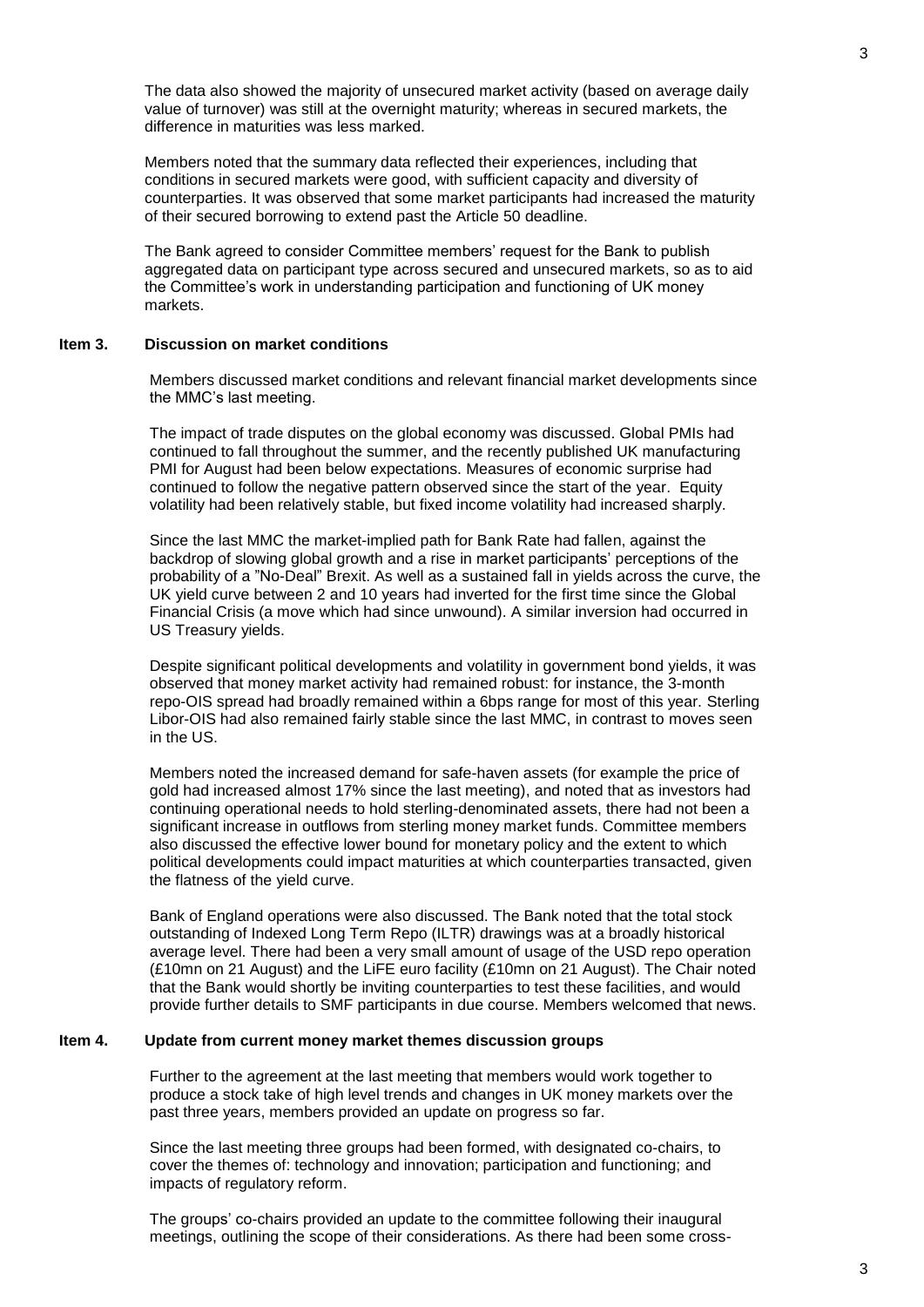The data also showed the majority of unsecured market activity (based on average daily value of turnover) was still at the overnight maturity; whereas in secured markets, the difference in maturities was less marked.

Members noted that the summary data reflected their experiences, including that conditions in secured markets were good, with sufficient capacity and diversity of counterparties. It was observed that some market participants had increased the maturity of their secured borrowing to extend past the Article 50 deadline.

The Bank agreed to consider Committee members' request for the Bank to publish aggregated data on participant type across secured and unsecured markets, so as to aid the Committee's work in understanding participation and functioning of UK money markets.

**Item 3. Discussion on market conditions**

Members discussed market conditions and relevant financial market developments since the MMC's last meeting.

The impact of trade disputes on the global economy was discussed. Global PMIs had continued to fall throughout the summer, and the recently published UK manufacturing PMI for August had been below expectations. Measures of economic surprise had continued to follow the negative pattern observed since the start of the year. Equity volatility had been relatively stable, but fixed income volatility had increased sharply.

Since the last MMC the market-implied path for Bank Rate had fallen, against the backdrop of slowing global growth and a rise in market participants' perceptions of the probability of a "No-Deal" Brexit. As well as a sustained fall in yields across the curve, the UK yield curve between 2 and 10 years had inverted for the first time since the Global Financial Crisis (a move which had since unwound). A similar inversion had occurred in US Treasury yields.

Despite significant political developments and volatility in government bond yields, it was observed that money market activity had remained robust: for instance, the 3-month repo-OIS spread had broadly remained within a 6bps range for most of this year. Sterling Libor-OIS had also remained fairly stable since the last MMC, in contrast to moves seen in the US.

Members noted the increased demand for safe-haven assets (for example the price of gold had increased almost 17% since the last meeting), and noted that as investors had continuing operational needs to hold sterling-denominated assets, there had not been a significant increase in outflows from sterling money market funds. Committee members also discussed the effective lower bound for monetary policy and the extent to which political developments could impact maturities at which counterparties transacted, given the flatness of the yield curve.

Bank of England operations were also discussed. The Bank noted that the total stock outstanding of Indexed Long Term Repo (ILTR) drawings was at a broadly historical average level. There had been a very small amount of usage of the USD repo operation (£10mn on 21 August) and the LiFE euro facility (£10mn on 21 August). The Chair noted that the Bank would shortly be inviting counterparties to test these facilities, and would provide further details to SMF participants in due course. Members welcomed that news.

**Item 4. Update from current money market themes discussion groups**

Further to the agreement at the last meeting that members would work together to produce a stock take of high level trends and changes in UK money markets over the past three years, members provided an update on progress so far.

Since the last meeting three groups had been formed, with designated co-chairs, to cover the themes of: technology and innovation; participation and functioning; and impacts of regulatory reform.

The groups' co-chairs provided an update to the committee following their inaugural meetings, outlining the scope of their considerations. As there had been some cross-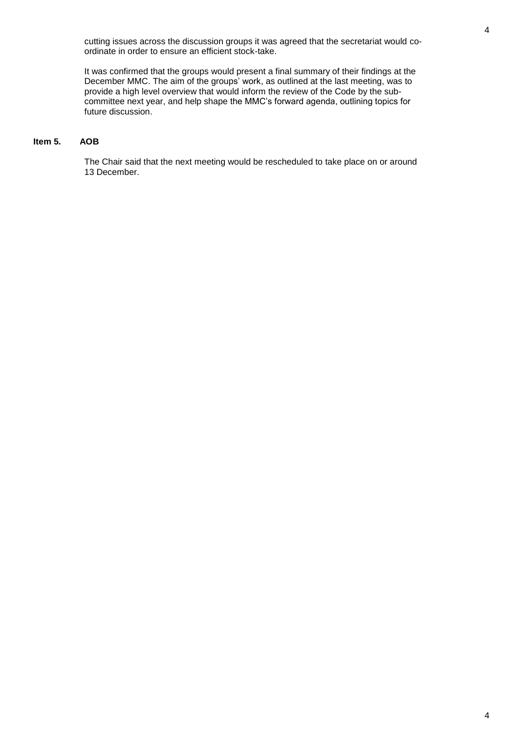cutting issues across the discussion groups it was agreed that the secretariat would co-ordinate in order to ensure an efficient stock-take.

It was confirmed that the groups would present a final summary of their findings at the December MMC. The aim of the groups' work, as outlined at the last meeting, was to provide a high level overview that would inform the review of the Code by the sub-committee next year, and help shape the MMC's forward agenda, outlining topics for future discussion.

**Item 5. AOB**

The Chair said that the next meeting would be rescheduled to take place on or around 13 December.